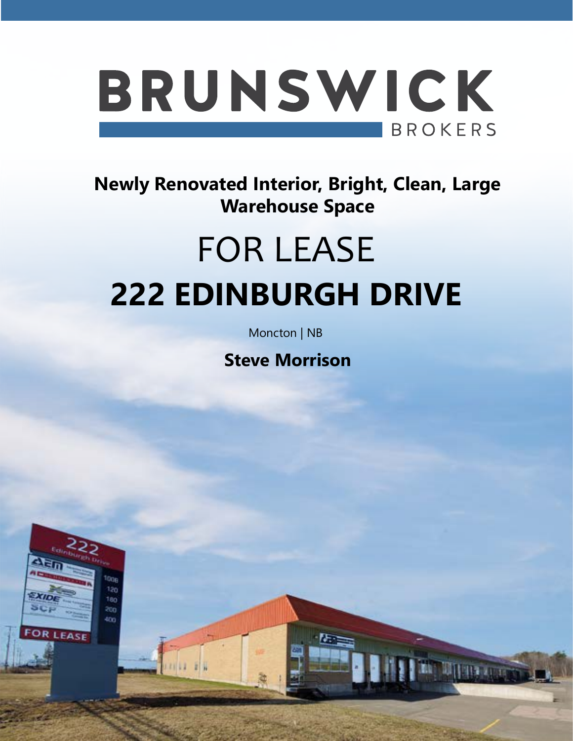# BRUNSWICK

BROKERS

**Newly Renovated Interior, Bright, Clean, Large Warehouse Space**

# FOR LEASE

# 222 EDINBURGH DRIVE

Moncton | NB

**Steve Morrison**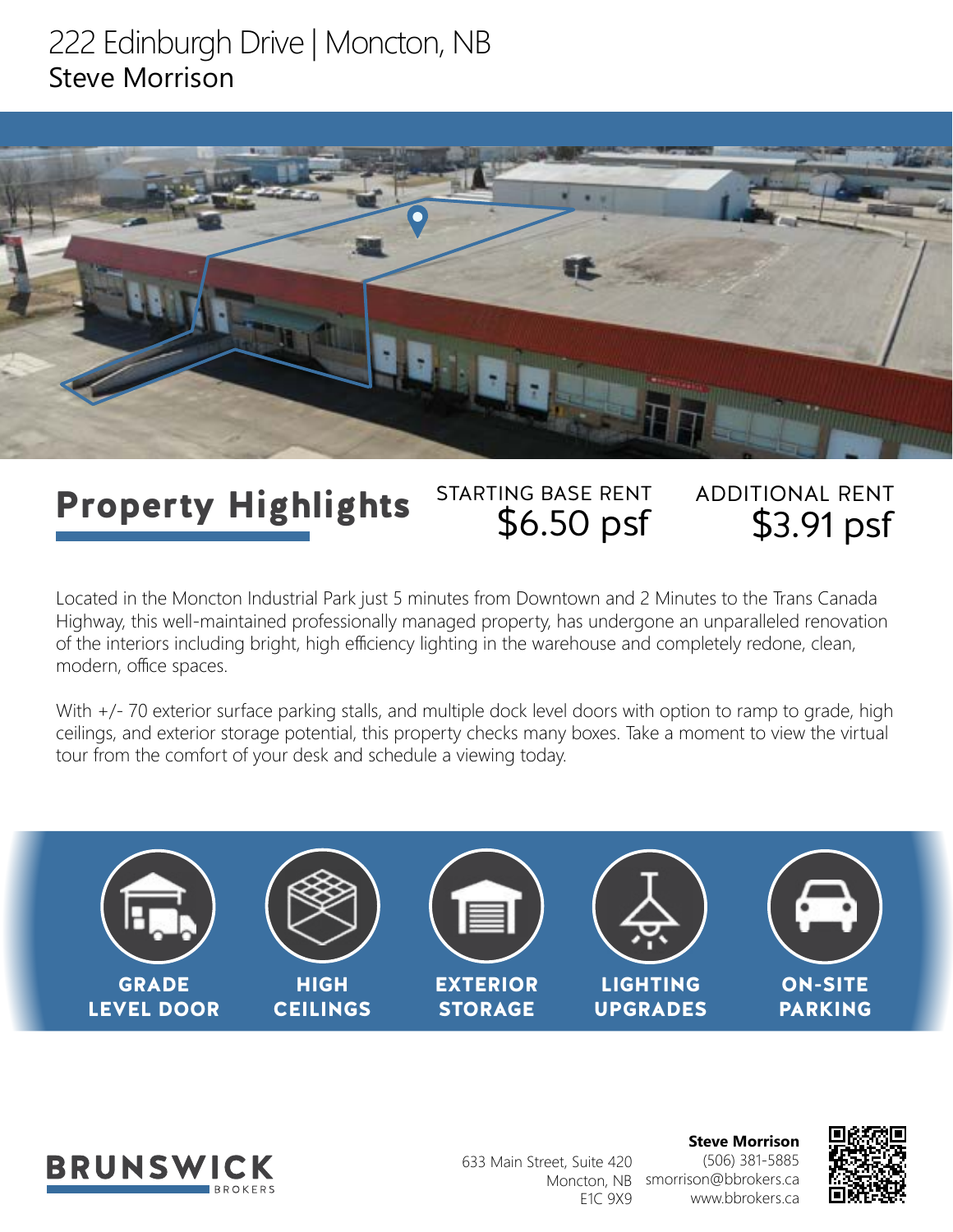# 222 Edinburgh Drive | Moncton, NB

Steve Morrison

## Property Highlights

STARTING BASE RENT
$6.50 psf

ADDITIONAL RENT
$3.91 psf

Located in the Moncton Industrial Park just 5 minutes from Downtown and 2 Minutes to the Trans Canada Highway, this well-maintained professionally managed property, has undergone an unparalleled renovation of the interiors including bright, high efficiency lighting in the warehouse and completely redone, clean, modern, office spaces.

With +/- 70 exterior surface parking stalls, and multiple dock level doors with option to ramp to grade, high ceilings, and exterior storage potential, this property checks many boxes. Take a moment to view the virtual tour from the comfort of your desk and schedule a viewing today.

- GRADE LEVEL DOOR
- HIGH CEILINGS
- EXTERIOR STORAGE
- LIGHTING UPGRADES
- ON-SITE PARKING

BRUNSWICK BROKERS

633 Main Street, Suite 420
Moncton, NB
E1C 9X9

**Steve Morrison**
(506) 381-5885
smorrison@bbrokers.ca
www.bbrokers.ca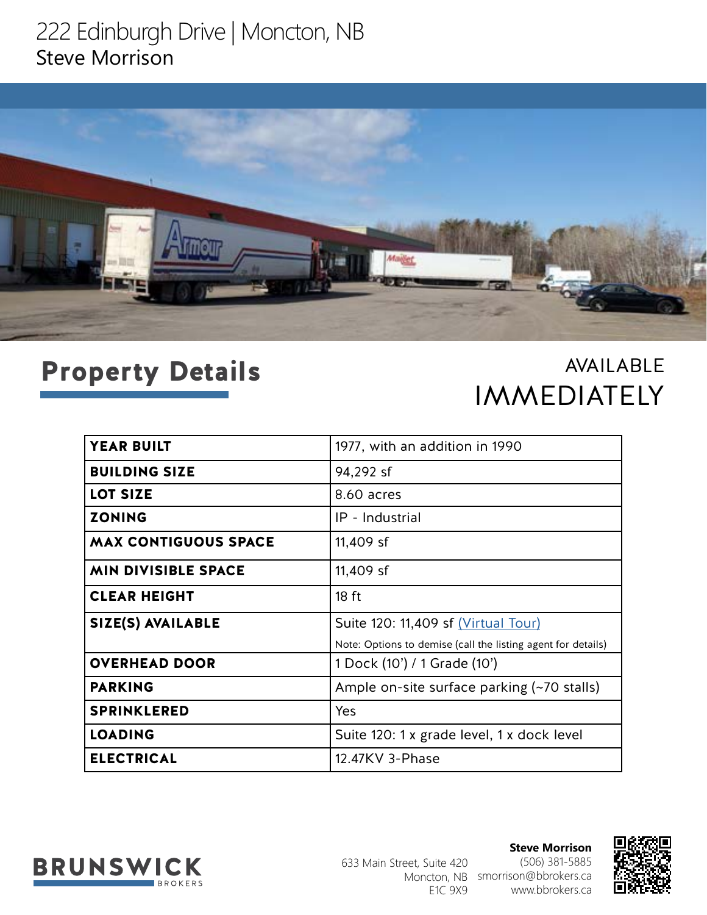# 222 Edinburgh Drive | Moncton, NB

Steve Morrison

## Property Details

AVAILABLE
IMMEDIATELY

| | |
|---|---|
| **YEAR BUILT** | 1977, with an addition in 1990 |
| **BUILDING SIZE** | 94,292 sf |
| **LOT SIZE** | 8.60 acres |
| **ZONING** | IP - Industrial |
| **MAX CONTIGUOUS SPACE** | 11,409 sf |
| **MIN DIVISIBLE SPACE** | 11,409 sf |
| **CLEAR HEIGHT** | 18 ft |
| **SIZE(S) AVAILABLE** | Suite 120: 11,409 sf [(Virtual Tour)] <br> Note: Options to demise (call the listing agent for details) |
| **OVERHEAD DOOR** | 1 Dock (10') / 1 Grade (10') |
| **PARKING** | Ample on-site surface parking (~70 stalls) |
| **SPRINKLERED** | Yes |
| **LOADING** | Suite 120: 1 x grade level, 1 x dock level |
| **ELECTRICAL** | 12.47KV 3-Phase |

BRUNSWICK BROKERS

633 Main Street, Suite 420
Moncton, NB
E1C 9X9

**Steve Morrison**
(506) 381-5885
smorrison@bbrokers.ca
www.bbrokers.ca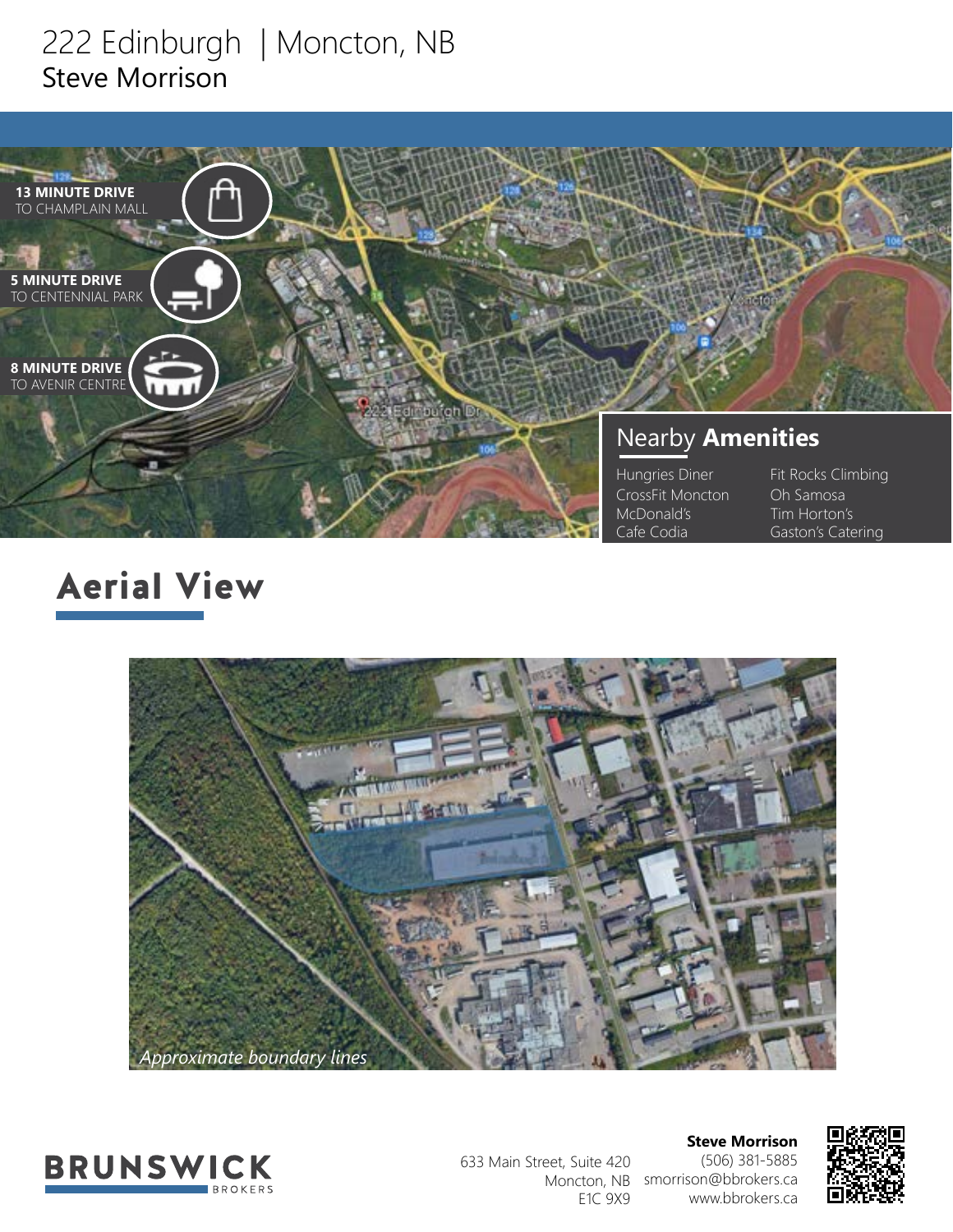# 222 Edinburgh | Moncton, NB
Steve Morrison

**13 MINUTE DRIVE** TO CHAMPLAIN MALL

**5 MINUTE DRIVE** TO CENTENNIAL PARK

**8 MINUTE DRIVE** TO AVENIR CENTRE

## Nearby **Amenities**

- Hungries Diner
- CrossFit Moncton
- McDonald's
- Cafe Codia
- Fit Rocks Climbing
- Oh Samosa
- Tim Horton's
- Gaston's Catering

## Aerial View

*Approximate boundary lines*

**BRUNSWICK** BROKERS

633 Main Street, Suite 420
Moncton, NB
E1C 9X9

**Steve Morrison**
(506) 381-5885
smorrison@bbrokers.ca
www.bbrokers.ca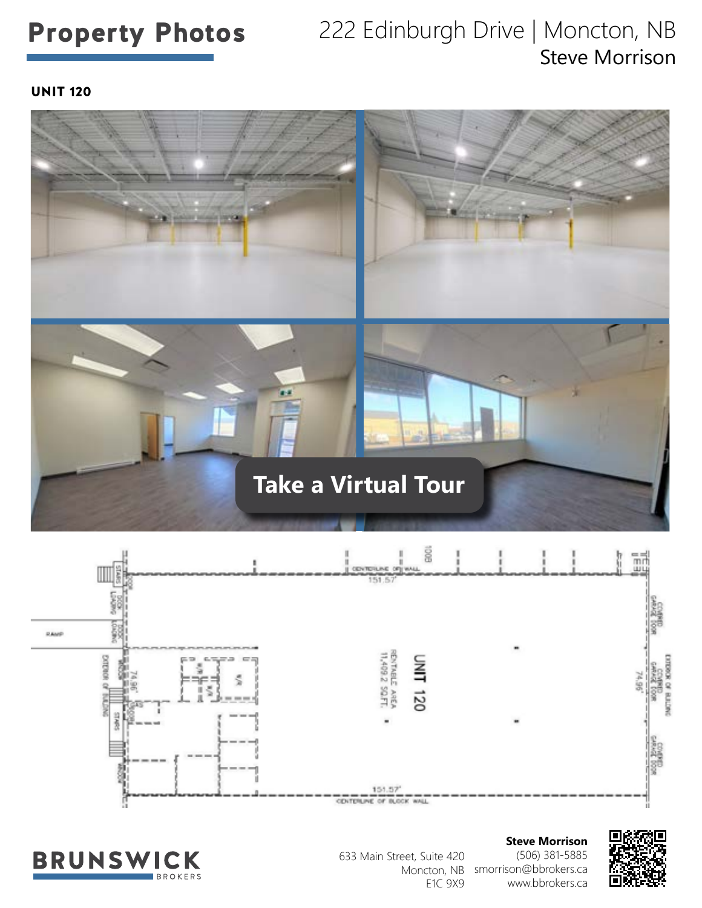# Property Photos

222 Edinburgh Drive | Moncton, NB

Steve Morrison

**UNIT 120**

Take a Virtual Tour

UNIT 120

RENTABLE AREA 11,409.2 SQ.FT.

151.57'

74.96'

CENTERLINE OF WALL

CENTERLINE OF BLOCK WALL

RAMP

DOCK LOADING

COVERED GARAGE DOOR

EXTERIOR OF BUILDING

STAIRS

633 Main Street, Suite 420
Moncton, NB
E1C 9X9

**Steve Morrison**
(506) 381-5885
smorrison@bbrokers.ca
www.bbrokers.ca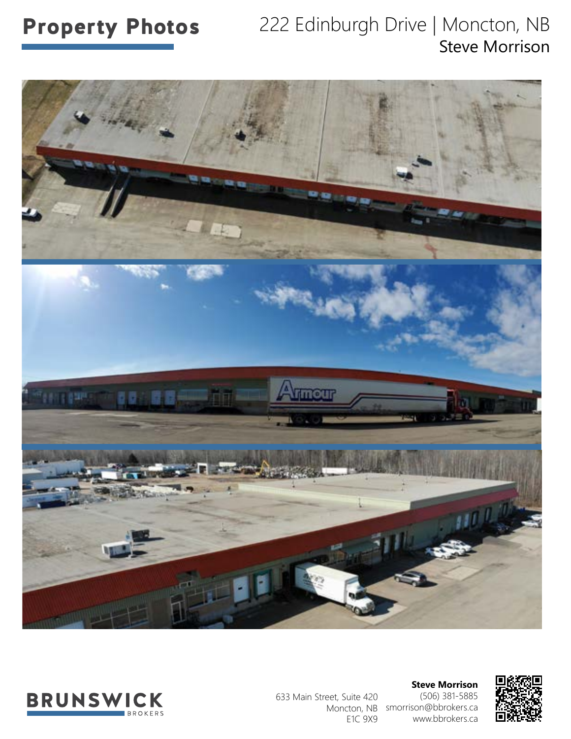# Property Photos

222 Edinburgh Drive | Moncton, NB
Steve Morrison

633 Main Street, Suite 420
Moncton, NB
E1C 9X9

**Steve Morrison**
(506) 381-5885
smorrison@bbrokers.ca
www.bbrokers.ca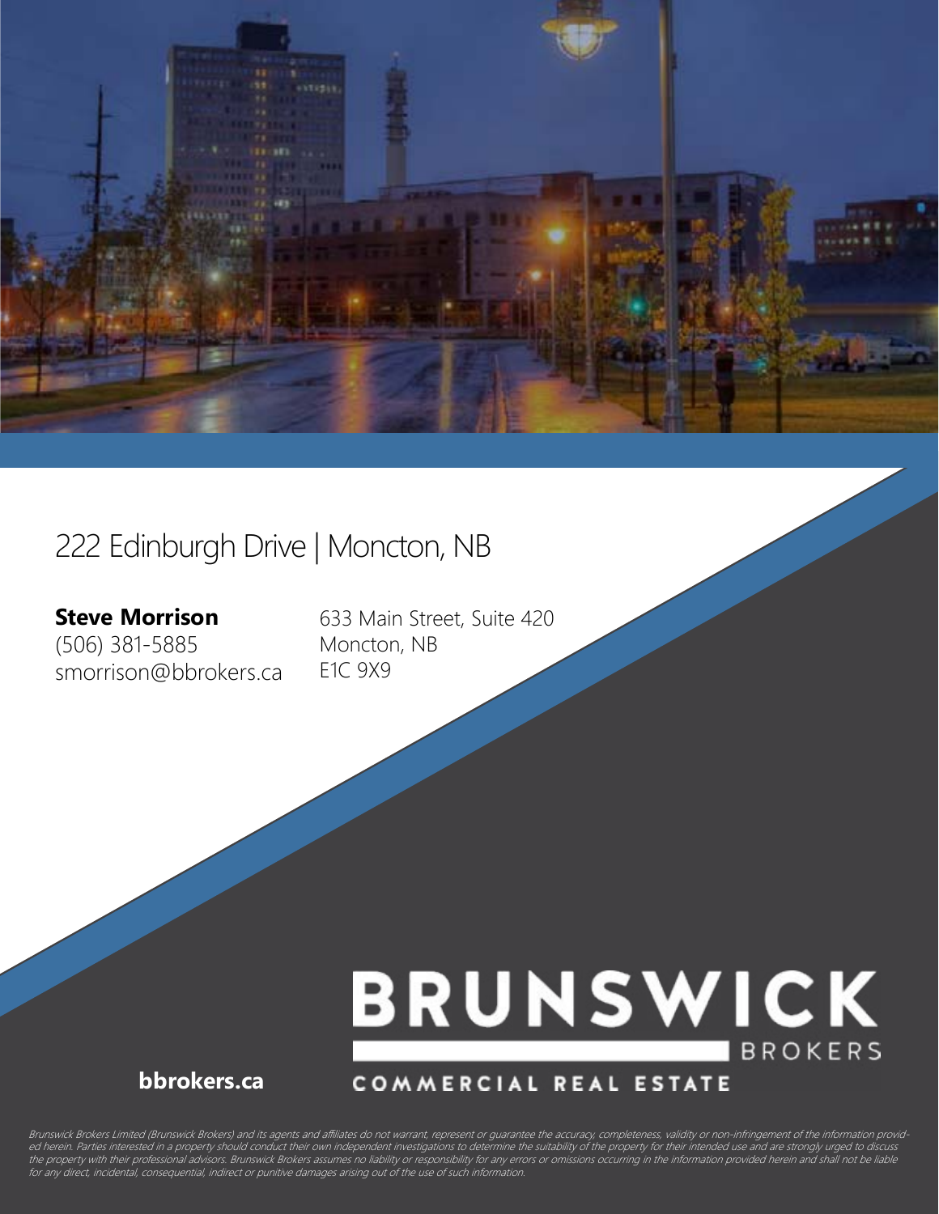# 222 Edinburgh Drive | Moncton, NB

**Steve Morrison**
(506) 381-5885
smorrison@bbrokers.ca

633 Main Street, Suite 420
Moncton, NB
E1C 9X9

**bbrokers.ca**

BRUNSWICK BROKERS

COMMERCIAL REAL ESTATE

*Brunswick Brokers Limited (Brunswick Brokers) and its agents and affiliates do not warrant, represent or guarantee the accuracy, completeness, validity or non-infringement of the information provided herein. Parties interested in a property should conduct their own independent investigations to determine the suitability of the property for their intended use and are strongly urged to discuss the property with their professional advisors. Brunswick Brokers assumes no liability or responsibility for any errors or omissions occurring in the information provided herein and shall not be liable for any direct, incidental, consequential, indirect or punitive damages arising out of the use of such information.*